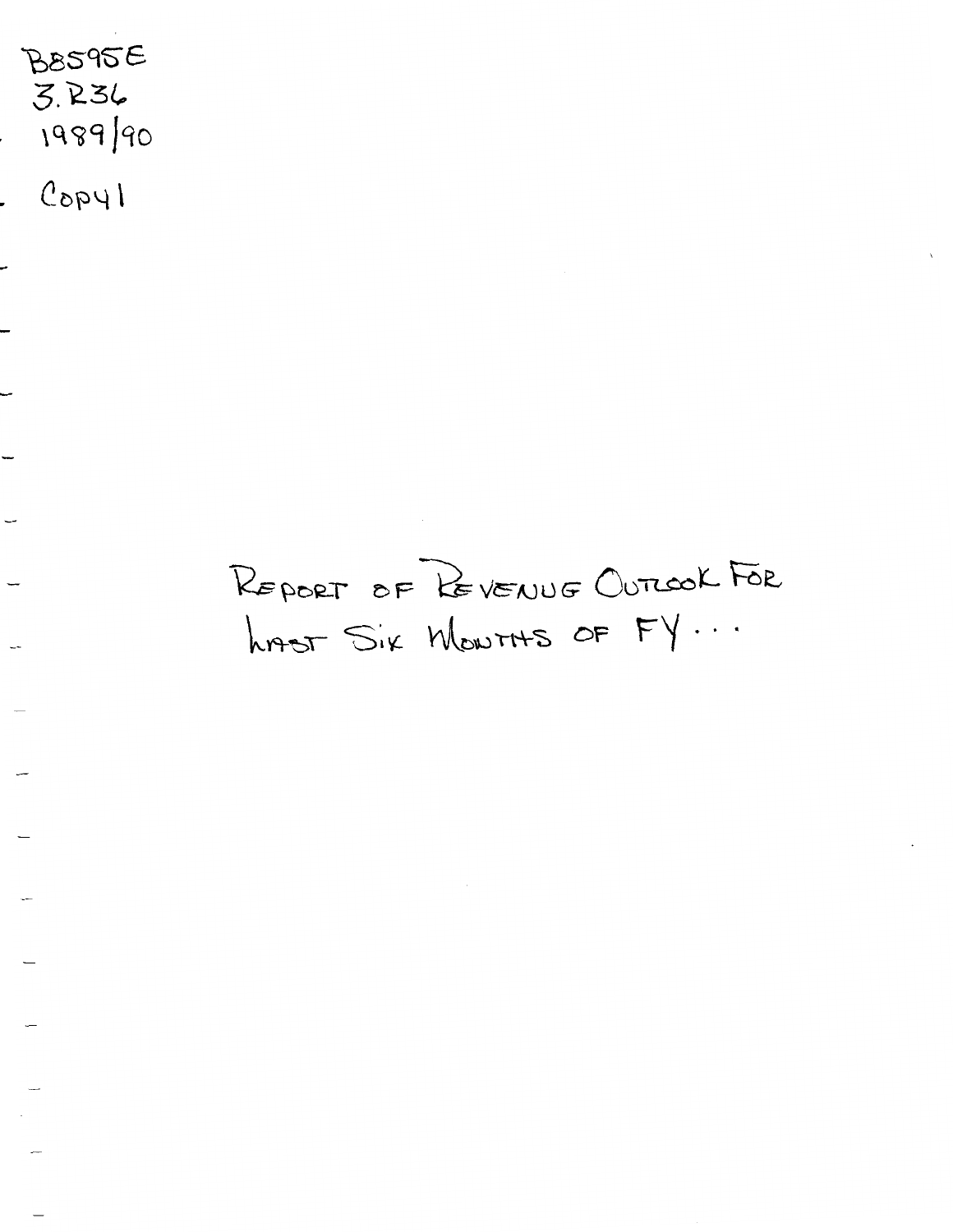B8595E
3.R36
1989/90

Copy1

REPORT OF REVENUE OUTLOOK FOR LAST SIX MONTHS OF FY...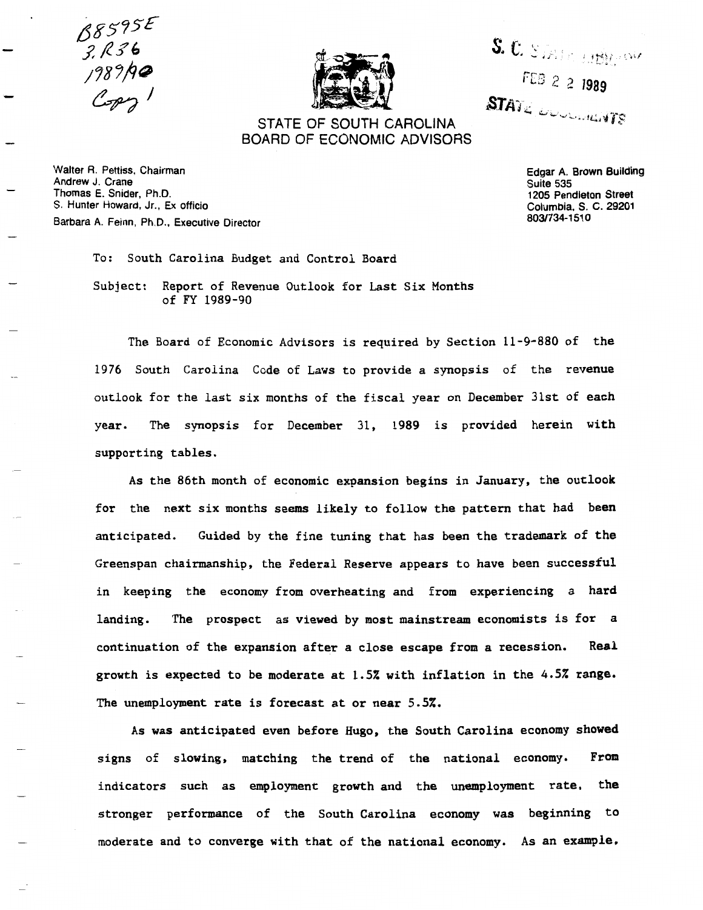B8595E
3.R36
1989/90
Copy 1

S. C. STATE LIBRARY
FEB 2 2 1989
STATE DOCUMENTS

STATE OF SOUTH CAROLINA
BOARD OF ECONOMIC ADVISORS

Walter R. Pettiss, Chairman
Andrew J. Crane
Thomas E. Snider, Ph.D.
S. Hunter Howard, Jr., Ex officio
Barbara A. Feinn, Ph.D., Executive Director

Edgar A. Brown Building
Suite 535
1205 Pendleton Street
Columbia, S. C. 29201
803/734-1510

To: South Carolina Budget and Control Board

Subject: Report of Revenue Outlook for Last Six Months of FY 1989-90

The Board of Economic Advisors is required by Section 11-9-880 of the 1976 South Carolina Code of Laws to provide a synopsis of the revenue outlook for the last six months of the fiscal year on December 31st of each year. The synopsis for December 31, 1989 is provided herein with supporting tables.

As the 86th month of economic expansion begins in January, the outlook for the next six months seems likely to follow the pattern that had been anticipated. Guided by the fine tuning that has been the trademark of the Greenspan chairmanship, the Federal Reserve appears to have been successful in keeping the economy from overheating and from experiencing a hard landing. The prospect as viewed by most mainstream economists is for a continuation of the expansion after a close escape from a recession. Real growth is expected to be moderate at 1.5% with inflation in the 4.5% range. The unemployment rate is forecast at or near 5.5%.

As was anticipated even before Hugo, the South Carolina economy showed signs of slowing, matching the trend of the national economy. From indicators such as employment growth and the unemployment rate, the stronger performance of the South Carolina economy was beginning to moderate and to converge with that of the national economy. As an example,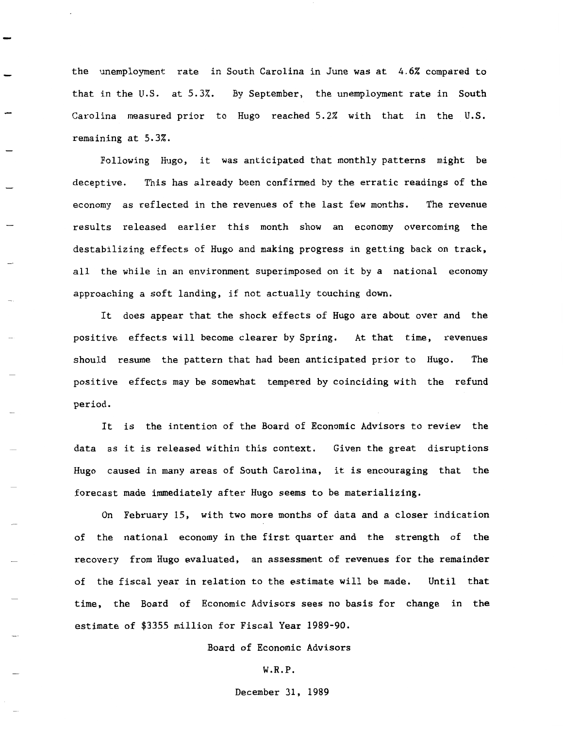the unemployment rate in South Carolina in June was at 4.6% compared to that in the U.S. at 5.3%. By September, the unemployment rate in South Carolina measured prior to Hugo reached 5.2% with that in the U.S. remaining at 5.3%.

Following Hugo, it was anticipated that monthly patterns might be deceptive. This has already been confirmed by the erratic readings of the economy as reflected in the revenues of the last few months. The revenue results released earlier this month show an economy overcoming the destabilizing effects of Hugo and making progress in getting back on track, all the while in an environment superimposed on it by a national economy approaching a soft landing, if not actually touching down.

It does appear that the shock effects of Hugo are about over and the positive effects will become clearer by Spring. At that time, revenues should resume the pattern that had been anticipated prior to Hugo. The positive effects may be somewhat tempered by coinciding with the refund period.

It is the intention of the Board of Economic Advisors to review the data as it is released within this context. Given the great disruptions Hugo caused in many areas of South Carolina, it is encouraging that the forecast made immediately after Hugo seems to be materializing.

On February 15, with two more months of data and a closer indication of the national economy in the first quarter and the strength of the recovery from Hugo evaluated, an assessment of revenues for the remainder of the fiscal year in relation to the estimate will be made. Until that time, the Board of Economic Advisors sees no basis for change in the estimate of $3355 million for Fiscal Year 1989-90.

Board of Economic Advisors

W.R.P.

December 31, 1989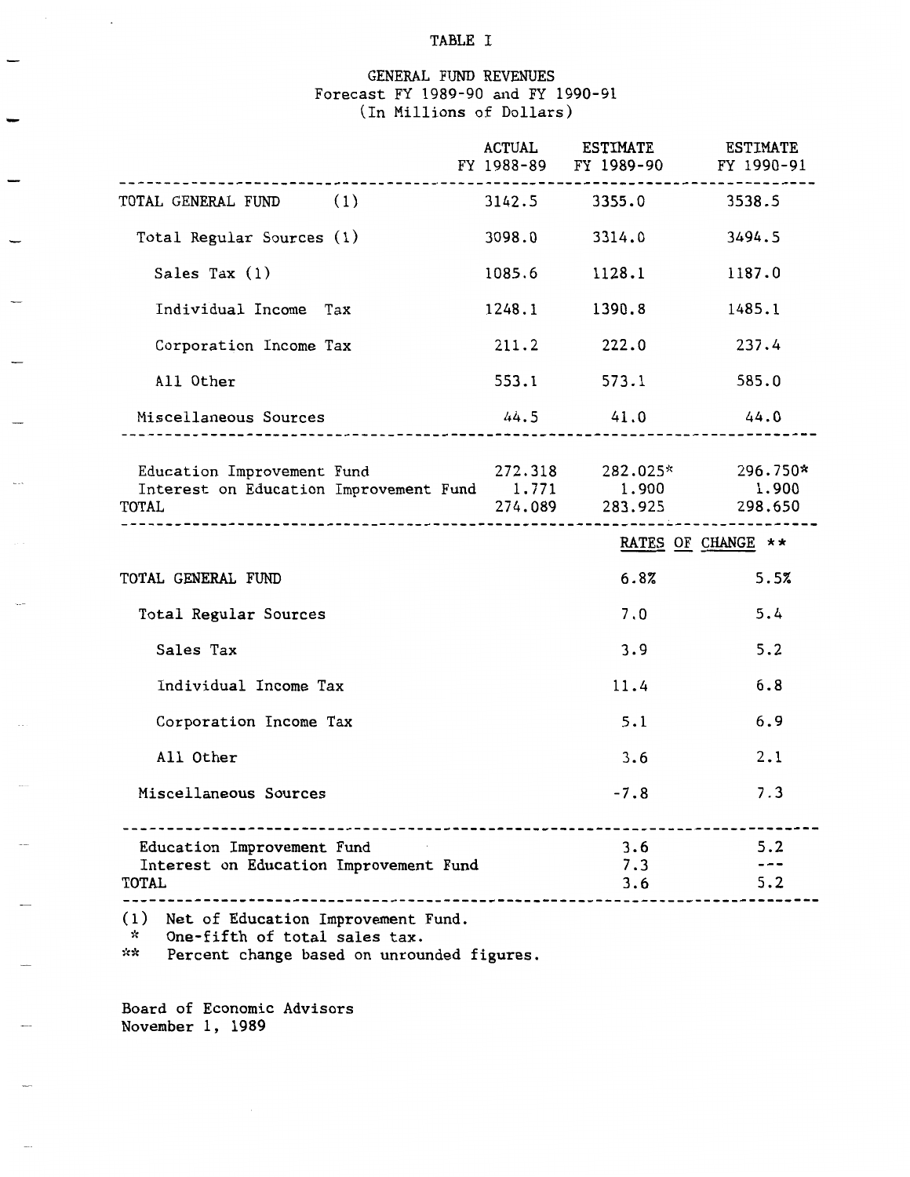# TABLE I

## GENERAL FUND REVENUES
Forecast FY 1989-90 and FY 1990-91
(In Millions of Dollars)

| | ACTUAL FY 1988-89 | ESTIMATE FY 1989-90 | ESTIMATE FY 1990-91 |
|---|---|---|---|
| TOTAL GENERAL FUND (1) | 3142.5 | 3355.0 | 3538.5 |
| Total Regular Sources (1) | 3098.0 | 3314.0 | 3494.5 |
| Sales Tax (1) | 1085.6 | 1128.1 | 1187.0 |
| Individual Income Tax | 1248.1 | 1390.8 | 1485.1 |
| Corporation Income Tax | 211.2 | 222.0 | 237.4 |
| All Other | 553.1 | 573.1 | 585.0 |
| Miscellaneous Sources | 44.5 | 41.0 | 44.0 |
| Education Improvement Fund | 272.318 | 282.025* | 296.750* |
| Interest on Education Improvement Fund | 1.771 | 1.900 | 1.900 |
| TOTAL | 274.089 | 283.925 | 298.650 |

| | RATES OF CHANGE ** | |
|---|---|---|
| TOTAL GENERAL FUND | 6.8% | 5.5% |
| Total Regular Sources | 7.0 | 5.4 |
| Sales Tax | 3.9 | 5.2 |
| Individual Income Tax | 11.4 | 6.8 |
| Corporation Income Tax | 5.1 | 6.9 |
| All Other | 3.6 | 2.1 |
| Miscellaneous Sources | -7.8 | 7.3 |
| Education Improvement Fund | 3.6 | 5.2 |
| Interest on Education Improvement Fund | 7.3 | --- |
| TOTAL | 3.6 | 5.2 |

(1) Net of Education Improvement Fund.
\* One-fifth of total sales tax.
\*\* Percent change based on unrounded figures.

Board of Economic Advisors
November 1, 1989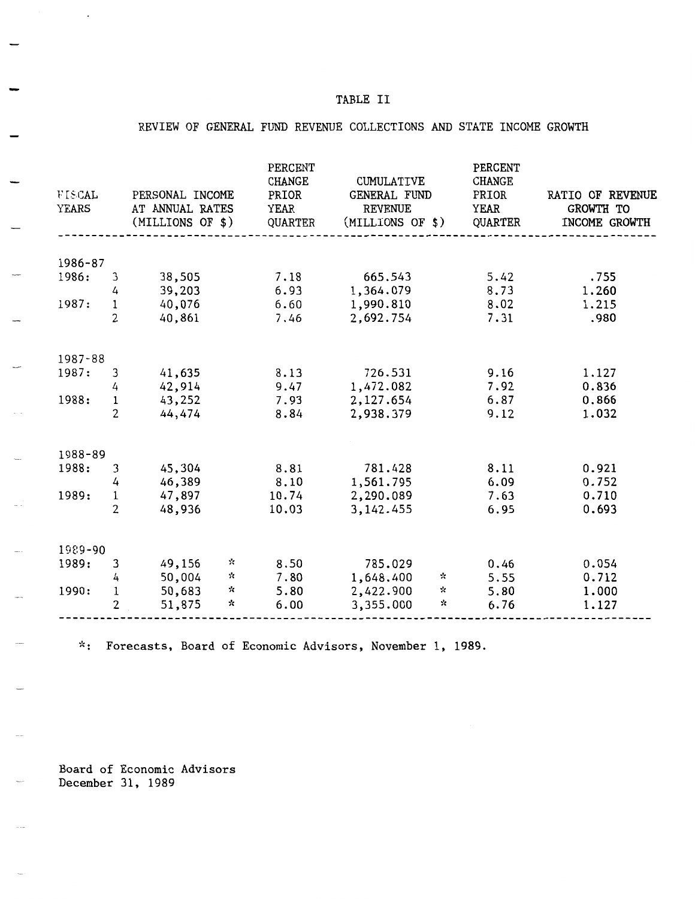# TABLE II

## REVIEW OF GENERAL FUND REVENUE COLLECTIONS AND STATE INCOME GROWTH

| FISCAL YEARS | | PERSONAL INCOME AT ANNUAL RATES (MILLIONS OF $) | PERCENT CHANGE PRIOR YEAR QUARTER | CUMULATIVE GENERAL FUND REVENUE (MILLIONS OF $) | PERCENT CHANGE PRIOR YEAR QUARTER | RATIO OF REVENUE GROWTH TO INCOME GROWTH |
|---|---|---|---|---|---|---|
| 1986-87 | | | | | | |
| 1986: | 3 | 38,505 | 7.18 | 665.543 | 5.42 | .755 |
| | 4 | 39,203 | 6.93 | 1,364.079 | 8.73 | 1.260 |
| 1987: | 1 | 40,076 | 6.60 | 1,990.810 | 8.02 | 1.215 |
| | 2 | 40,861 | 7.46 | 2,692.754 | 7.31 | .980 |
| 1987-88 | | | | | | |
| 1987: | 3 | 41,635 | 8.13 | 726.531 | 9.16 | 1.127 |
| | 4 | 42,914 | 9.47 | 1,472.082 | 7.92 | 0.836 |
| 1988: | 1 | 43,252 | 7.93 | 2,127.654 | 6.87 | 0.866 |
| | 2 | 44,474 | 8.84 | 2,938.379 | 9.12 | 1.032 |
| 1988-89 | | | | | | |
| 1988: | 3 | 45,304 | 8.81 | 781.428 | 8.11 | 0.921 |
| | 4 | 46,389 | 8.10 | 1,561.795 | 6.09 | 0.752 |
| 1989: | 1 | 47,897 | 10.74 | 2,290.089 | 7.63 | 0.710 |
| | 2 | 48,936 | 10.03 | 3,142.455 | 6.95 | 0.693 |
| 1989-90 | | | | | | |
| 1989: | 3 | 49,156 * | 8.50 | 785.029 | 0.46 | 0.054 |
| | 4 | 50,004 * | 7.80 | 1,648.400 * | 5.55 | 0.712 |
| 1990: | 1 | 50,683 * | 5.80 | 2,422.900 * | 5.80 | 1.000 |
| | 2 | 51,875 * | 6.00 | 3,355.000 * | 6.76 | 1.127 |

*: Forecasts, Board of Economic Advisors, November 1, 1989.

Board of Economic Advisors
December 31, 1989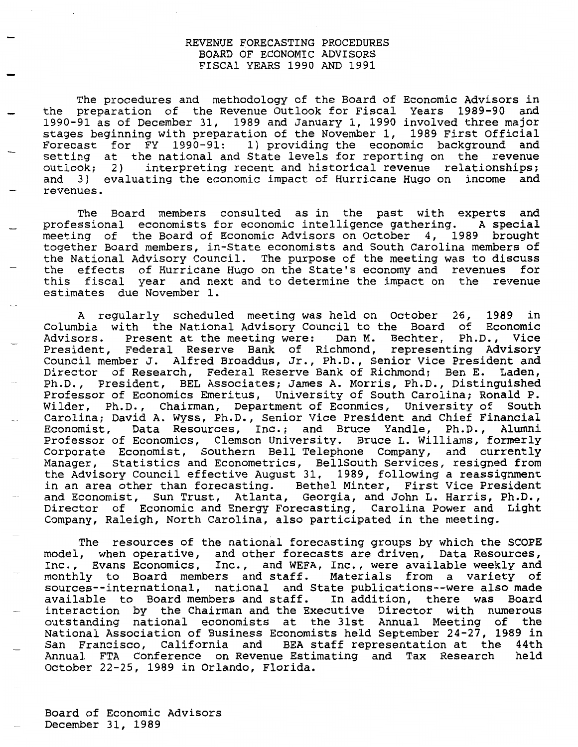# REVENUE FORECASTING PROCEDURES
## BOARD OF ECONOMIC ADVISORS
## FISCAl YEARS 1990 AND 1991

The procedures and methodology of the Board of Economic Advisors in the preparation of the Revenue Outlook for Fiscal Years 1989-90 and 1990-91 as of December 31, 1989 and January 1, 1990 involved three major stages beginning with preparation of the November 1, 1989 First Official Forecast for FY 1990-91: 1) providing the economic background and setting at the national and State levels for reporting on the revenue outlook; 2) interpreting recent and historical revenue relationships; and 3) evaluating the economic impact of Hurricane Hugo on income and revenues.

The Board members consulted as in the past with experts and professional economists for economic intelligence gathering. A special meeting of the Board of Economic Advisors on October 4, 1989 brought together Board members, in-State economists and South Carolina members of the National Advisory Council. The purpose of the meeting was to discuss the effects of Hurricane Hugo on the State's economy and revenues for this fiscal year and next and to determine the impact on the revenue estimates due November 1.

A regularly scheduled meeting was held on October 26, 1989 in Columbia with the National Advisory Council to the Board of Economic Advisors. Present at the meeting were: Dan M. Bechter, Ph.D., Vice President, Federal Reserve Bank of Richmond, representing Advisory Council member J. Alfred Broaddus, Jr., Ph.D., Senior Vice President and Director of Research, Federal Reserve Bank of Richmond; Ben E. Laden, Ph.D., President, BEL Associates; James A. Morris, Ph.D., Distinguished Professor of Economics Emeritus, University of South Carolina; Ronald P. Wilder, Ph.D., Chairman, Department of Econmics, University of South Carolina; David A. Wyss, Ph.D., Senior Vice President and Chief Financial Economist, Data Resources, Inc.; and Bruce Yandle, Ph.D., Alumni Professor of Economics, Clemson University. Bruce L. Williams, formerly Corporate Economist, Southern Bell Telephone Company, and currently Manager, Statistics and Econometrics, BellSouth Services, resigned from the Advisory Council effective August 31, 1989, following a reassignment in an area other than forecasting. Bethel Minter, First Vice President and Economist, Sun Trust, Atlanta, Georgia, and John L. Harris, Ph.D., Director of Economic and Energy Forecasting, Carolina Power and Light Company, Raleigh, North Carolina, also participated in the meeting.

The resources of the national forecasting groups by which the SCOPE model, when operative, and other forecasts are driven, Data Resources, Inc., Evans Economics, Inc., and WEFA, Inc., were available weekly and monthly to Board members and staff. Materials from a variety of sources--international, national and State publications--were also made available to Board members and staff. In addition, there was Board interaction by the Chairman and the Executive Director with numerous outstanding national economists at the 31st Annual Meeting of the National Association of Business Economists held September 24-27, 1989 in San Francisco, California and BEA staff representation at the 44th Annual FTA Conference on Revenue Estimating and Tax Research held October 22-25, 1989 in Orlando, Florida.

Board of Economic Advisors
December 31, 1989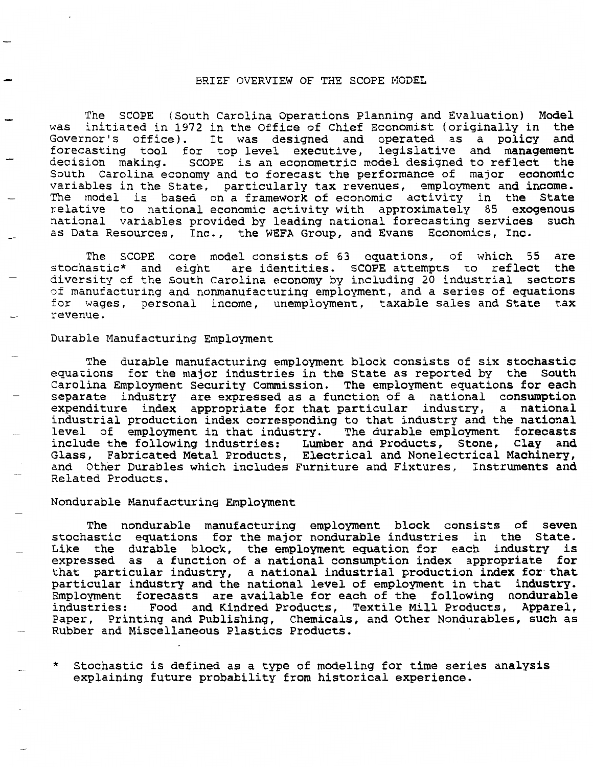# BRIEF OVERVIEW OF THE SCOPE MODEL

The SCOPE (South Carolina Operations Planning and Evaluation) Model was initiated in 1972 in the Office of Chief Economist (originally in the Governor's office). It was designed and operated as a policy and forecasting tool for top level executive, legislative and management decision making. SCOPE is an econometric model designed to reflect the South Carolina economy and to forecast the performance of major economic variables in the State, particularly tax revenues, employment and income. The model is based on a framework of economic activity in the State relative to national economic activity with approximately 85 exogenous national variables provided by leading national forecasting services such as Data Resources, Inc., the WEFA Group, and Evans Economics, Inc.

The SCOPE core model consists of 63 equations, of which 55 are stochastic* and eight are identities. SCOPE attempts to reflect the diversity of the South Carolina economy by including 20 industrial sectors of manufacturing and nonmanufacturing employment, and a series of equations for wages, personal income, unemployment, taxable sales and State tax revenue.

## Durable Manufacturing Employment

The durable manufacturing employment block consists of six stochastic equations for the major industries in the State as reported by the South Carolina Employment Security Commission. The employment equations for each separate industry are expressed as a function of a national consumption expenditure index appropriate for that particular industry, a national industrial production index corresponding to that industry and the national level of employment in that industry. The durable employment forecasts include the following industries: Lumber and Products, Stone, Clay and Glass, Fabricated Metal Products, Electrical and Nonelectrical Machinery, and Other Durables which includes Furniture and Fixtures, Instruments and Related Products.

## Nondurable Manufacturing Employment

The nondurable manufacturing employment block consists of seven stochastic equations for the major nondurable industries in the State. Like the durable block, the employment equation for each industry is expressed as a function of a national consumption index appropriate for that particular industry, a national industrial production index for that particular industry and the national level of employment in that industry. Employment forecasts are available for each of the following nondurable industries: Food and Kindred Products, Textile Mill Products, Apparel, Paper, Printing and Publishing, Chemicals, and Other Nondurables, such as Rubber and Miscellaneous Plastics Products.

\* Stochastic is defined as a type of modeling for time series analysis explaining future probability from historical experience.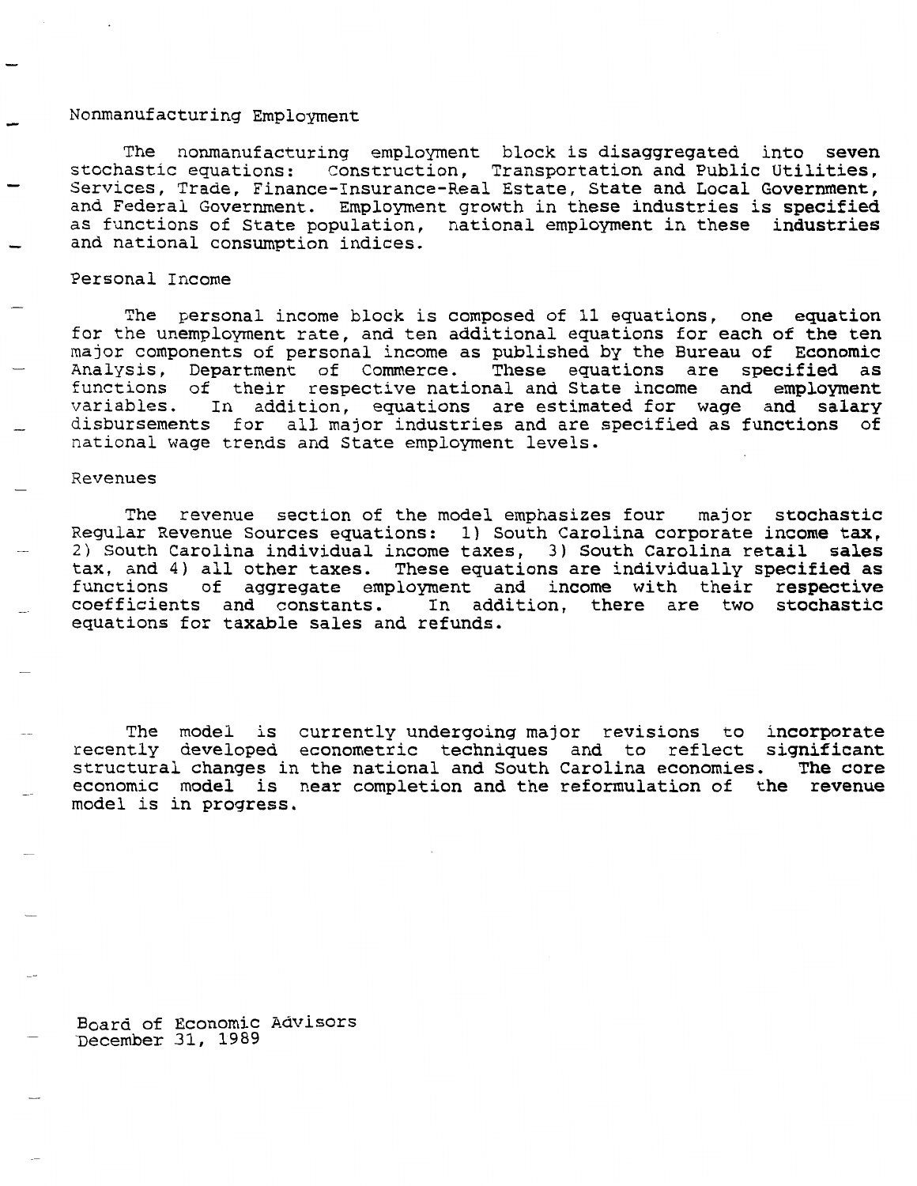## Nonmanufacturing Employment

The nonmanufacturing employment block is disaggregated into seven stochastic equations: Construction, Transportation and Public Utilities, Services, Trade, Finance-Insurance-Real Estate, State and Local Government, and Federal Government. Employment growth in these industries is specified as functions of State population, national employment in these industries and national consumption indices.

## Personal Income

The personal income block is composed of 11 equations, one equation for the unemployment rate, and ten additional equations for each of the ten major components of personal income as published by the Bureau of Economic Analysis, Department of Commerce. These equations are specified as functions of their respective national and State income and employment variables. In addition, equations are estimated for wage and salary disbursements for all major industries and are specified as functions of national wage trends and State employment levels.

## Revenues

The revenue section of the model emphasizes four major stochastic Regular Revenue Sources equations: 1) South Carolina corporate income tax, 2) South Carolina individual income taxes, 3) South Carolina retail sales tax, and 4) all other taxes. These equations are individually specified as functions of aggregate employment and income with their respective coefficients and constants. In addition, there are two stochastic equations for taxable sales and refunds.

The model is currently undergoing major revisions to incorporate recently developed econometric techniques and to reflect significant structural changes in the national and South Carolina economies. The core economic model is near completion and the reformulation of the revenue model is in progress.

Board of Economic Advisors
December 31, 1989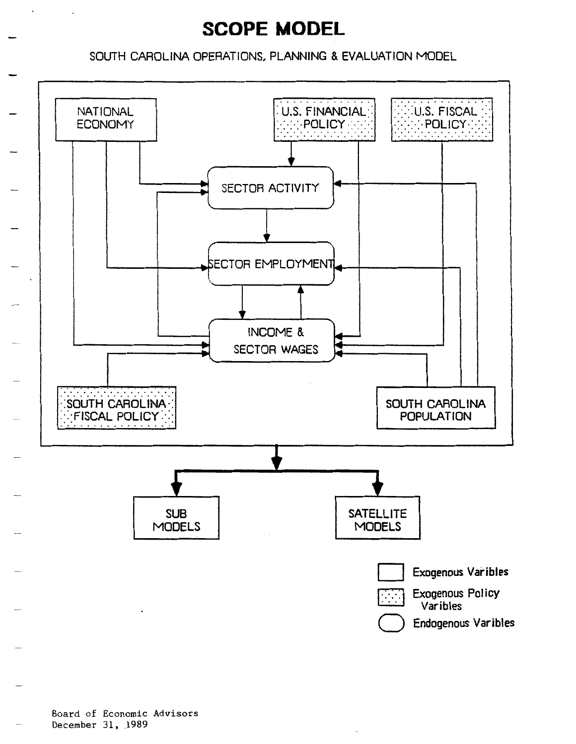# SCOPE MODEL

SOUTH CAROLINA OPERATIONS, PLANNING & EVALUATION MODEL

NATIONAL ECONOMY

U.S. FINANCIAL POLICY

U.S. FISCAL POLICY

SECTOR ACTIVITY

SECTOR EMPLOYMENT

INCOME & SECTOR WAGES

SOUTH CAROLINA FISCAL POLICY

SOUTH CAROLINA POPULATION

SUB MODELS

SATELLITE MODELS

Exogenous Varibles

Exogenous Policy Varibles

Endogenous Varibles

Board of Economic Advisors
December 31, 1989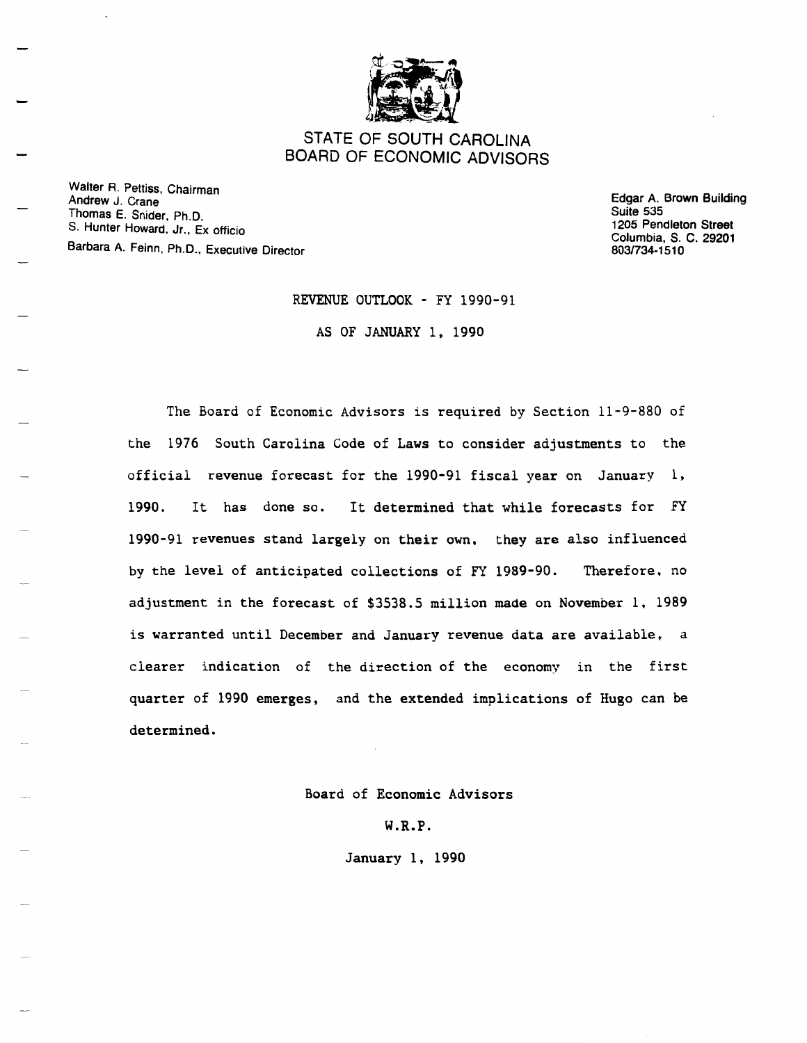# STATE OF SOUTH CAROLINA
# BOARD OF ECONOMIC ADVISORS

Walter R. Pettiss, Chairman
Andrew J. Crane
Thomas E. Snider, Ph.D.
S. Hunter Howard, Jr., Ex officio
Barbara A. Feinn, Ph.D., Executive Director

Edgar A. Brown Building
Suite 535
1205 Pendleton Street
Columbia, S. C. 29201
803/734-1510

## REVENUE OUTLOOK - FY 1990-91

## AS OF JANUARY 1, 1990

The Board of Economic Advisors is required by Section 11-9-880 of the 1976 South Carolina Code of Laws to consider adjustments to the official revenue forecast for the 1990-91 fiscal year on January 1, 1990. It has done so. It determined that while forecasts for FY 1990-91 revenues stand largely on their own, they are also influenced by the level of anticipated collections of FY 1989-90. Therefore, no adjustment in the forecast of $3538.5 million made on November 1, 1989 is warranted until December and January revenue data are available, a clearer indication of the direction of the economy in the first quarter of 1990 emerges, and the extended implications of Hugo can be determined.

Board of Economic Advisors

W.R.P.

January 1, 1990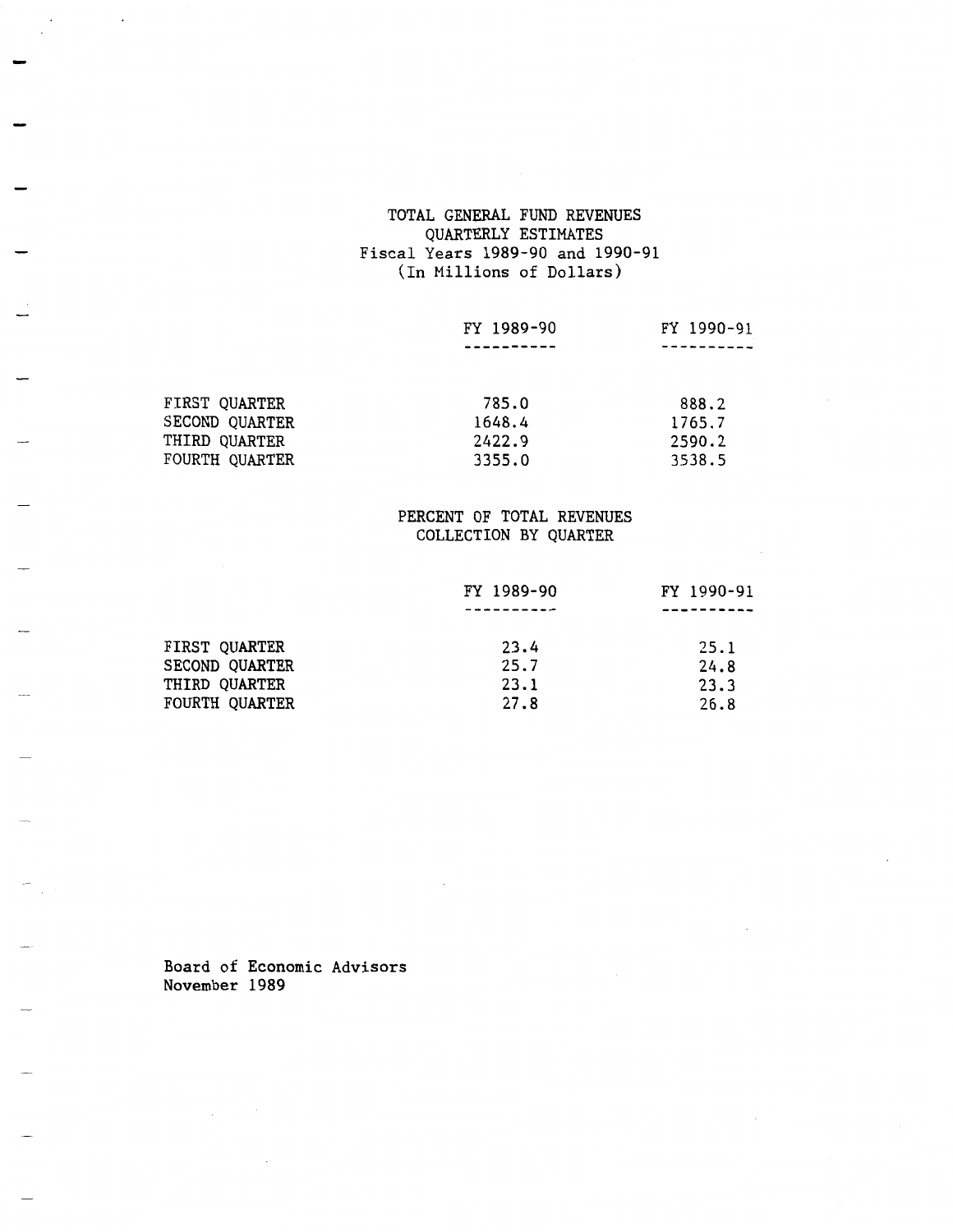# TOTAL GENERAL FUND REVENUES
## QUARTERLY ESTIMATES
### Fiscal Years 1989-90 and 1990-91
### (In Millions of Dollars)

| | FY 1989-90 | FY 1990-91 |
|---|---|---|
| FIRST QUARTER | 785.0 | 888.2 |
| SECOND QUARTER | 1648.4 | 1765.7 |
| THIRD QUARTER | 2422.9 | 2590.2 |
| FOURTH QUARTER | 3355.0 | 3538.5 |

## PERCENT OF TOTAL REVENUES
### COLLECTION BY QUARTER

| | FY 1989-90 | FY 1990-91 |
|---|---|---|
| FIRST QUARTER | 23.4 | 25.1 |
| SECOND QUARTER | 25.7 | 24.8 |
| THIRD QUARTER | 23.1 | 23.3 |
| FOURTH QUARTER | 27.8 | 26.8 |

Board of Economic Advisors
November 1989